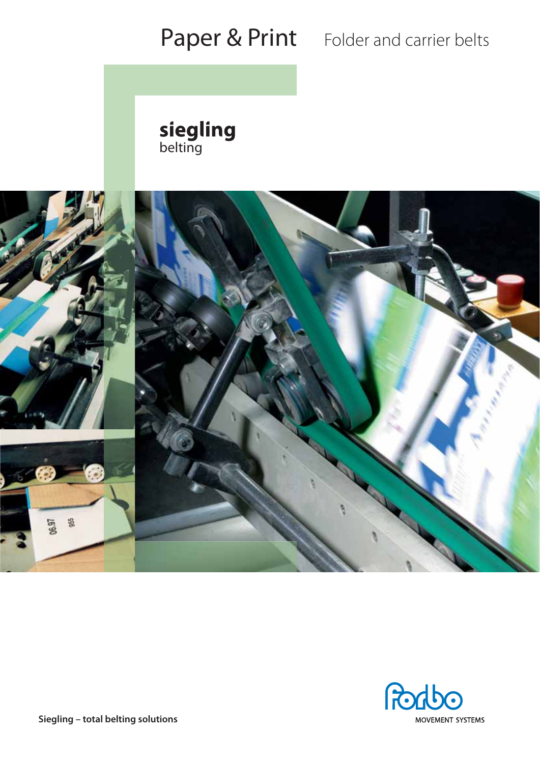# Paper & Print

## Folder and carrier belts

**siegling**
belting

**Siegling – total belting solutions**

MOVEMENT SYSTEMS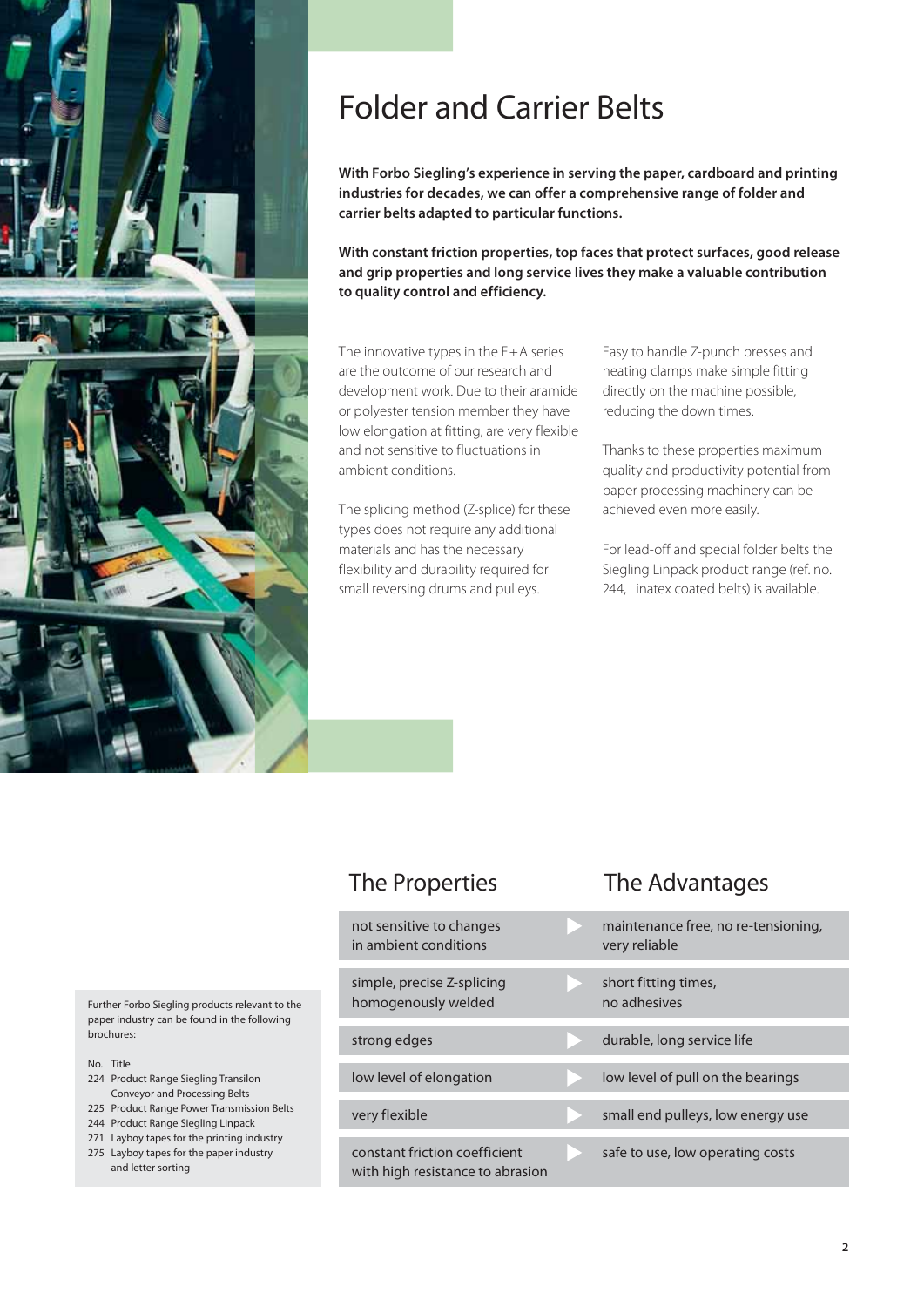# Folder and Carrier Belts

**With Forbo Siegling's experience in serving the paper, cardboard and printing industries for decades, we can offer a comprehensive range of folder and carrier belts adapted to particular functions.**

**With constant friction properties, top faces that protect surfaces, good release and grip properties and long service lives they make a valuable contribution to quality control and efficiency.**

The innovative types in the E+A series are the outcome of our research and development work. Due to their aramide or polyester tension member they have low elongation at fitting, are very flexible and not sensitive to fluctuations in ambient conditions.

The splicing method (Z-splice) for these types does not require any additional materials and has the necessary flexibility and durability required for small reversing drums and pulleys.

Easy to handle Z-punch presses and heating clamps make simple fitting directly on the machine possible, reducing the down times.

Thanks to these properties maximum quality and productivity potential from paper processing machinery can be achieved even more easily.

For lead-off and special folder belts the Siegling Linpack product range (ref. no. 244, Linatex coated belts) is available.

| The Properties | The Advantages |
|---|---|
| not sensitive to changes in ambient conditions | maintenance free, no re-tensioning, very reliable |
| simple, precise Z-splicing homogenously welded | short fitting times, no adhesives |
| strong edges | durable, long service life |
| low level of elongation | low level of pull on the bearings |
| very flexible | small end pulleys, low energy use |
| constant friction coefficient with high resistance to abrasion | safe to use, low operating costs |

Further Forbo Siegling products relevant to the paper industry can be found in the following brochures:

| No. | Title |
|---|---|
| 224 | Product Range Siegling Transilon Conveyor and Processing Belts |
| 225 | Product Range Power Transmission Belts |
| 244 | Product Range Siegling Linpack |
| 271 | Layboy tapes for the printing industry |
| 275 | Layboy tapes for the paper industry and letter sorting |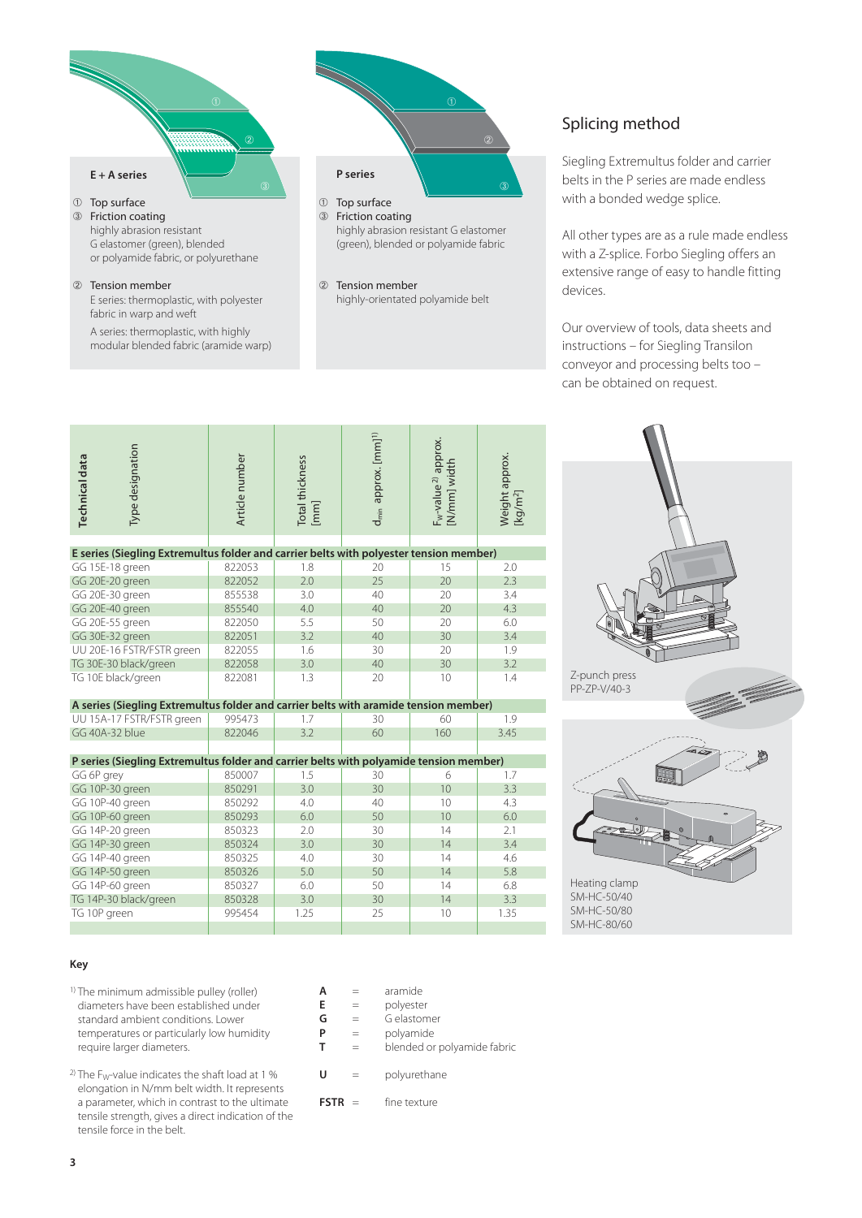**E + A series**

① Top surface
③ Friction coating
highly abrasion resistant G elastomer (green), blended or polyamide fabric, or polyurethane

② Tension member
E series: thermoplastic, with polyester fabric in warp and weft
A series: thermoplastic, with highly modular blended fabric (aramide warp)

**P series**

① Top surface
③ Friction coating
highly abrasion resistant G elastomer (green), blended or polyamide fabric

② Tension member
highly-orientated polyamide belt

## Splicing method

Siegling Extremultus folder and carrier belts in the P series are made endless with a bonded wedge splice.

All other types are as a rule made endless with a Z-splice. Forbo Siegling offers an extensive range of easy to handle fitting devices.

Our overview of tools, data sheets and instructions – for Siegling Transilon conveyor and processing belts too – can be obtained on request.

| **Technical data** Type designation | Article number | Total thickness [mm] | $d_{min}$ approx. [mm][1] | $F_W$-value[2] approx. [N/mm] width | Weight approx. [kg/m²] |
|---|---|---|---|---|---|
| **E series (Siegling Extremultus folder and carrier belts with polyester tension member)** | | | | | |
| GG 15E-18 green | 822053 | 1.8 | 20 | 15 | 2.0 |
| GG 20E-20 green | 822052 | 2.0 | 25 | 20 | 2.3 |
| GG 20E-30 green | 855538 | 3.0 | 40 | 20 | 3.4 |
| GG 20E-40 green | 855540 | 4.0 | 40 | 20 | 4.3 |
| GG 20E-55 green | 822050 | 5.5 | 50 | 20 | 6.0 |
| GG 30E-32 green | 822051 | 3.2 | 40 | 30 | 3.4 |
| UU 20E-16 FSTR/FSTR green | 822055 | 1.6 | 30 | 20 | 1.9 |
| TG 30E-30 black/green | 822058 | 3.0 | 40 | 30 | 3.2 |
| TG 10E black/green | 822081 | 1.3 | 20 | 10 | 1.4 |
| **A series (Siegling Extremultus folder and carrier belts with aramide tension member)** | | | | | |
| UU 15A-17 FSTR/FSTR green | 995473 | 1.7 | 30 | 60 | 1.9 |
| GG 40A-32 blue | 822046 | 3.2 | 60 | 160 | 3.45 |
| **P series (Siegling Extremultus folder and carrier belts with polyamide tension member)** | | | | | |
| GG 6P grey | 850007 | 1.5 | 30 | 6 | 1.7 |
| GG 10P-30 green | 850291 | 3.0 | 30 | 10 | 3.3 |
| GG 10P-40 green | 850292 | 4.0 | 40 | 10 | 4.3 |
| GG 10P-60 green | 850293 | 6.0 | 50 | 10 | 6.0 |
| GG 14P-20 green | 850323 | 2.0 | 30 | 14 | 2.1 |
| GG 14P-30 green | 850324 | 3.0 | 30 | 14 | 3.4 |
| GG 14P-40 green | 850325 | 4.0 | 30 | 14 | 4.6 |
| GG 14P-50 green | 850326 | 5.0 | 50 | 14 | 5.8 |
| GG 14P-60 green | 850327 | 6.0 | 50 | 14 | 6.8 |
| TG 14P-30 black/green | 850328 | 3.0 | 30 | 14 | 3.3 |
| TG 10P green | 995454 | 1.25 | 25 | 10 | 1.35 |

Z-punch press
PP-ZP-V/40-3

Heating clamp
SM-HC-50/40
SM-HC-50/80
SM-HC-80/60

**Key**

[1] The minimum admissible pulley (roller) diameters have been established under standard ambient conditions. Lower temperatures or particularly low humidity require larger diameters.

[2] The $F_W$-value indicates the shaft load at 1 % elongation in N/mm belt width. It represents a parameter, which in contrast to the ultimate tensile strength, gives a direct indication of the tensile force in the belt.

**A** = aramide
**E** = polyester
**G** = G elastomer
**P** = polyamide
**T** = blended or polyamide fabric

**U** = polyurethane

**FSTR** = fine texture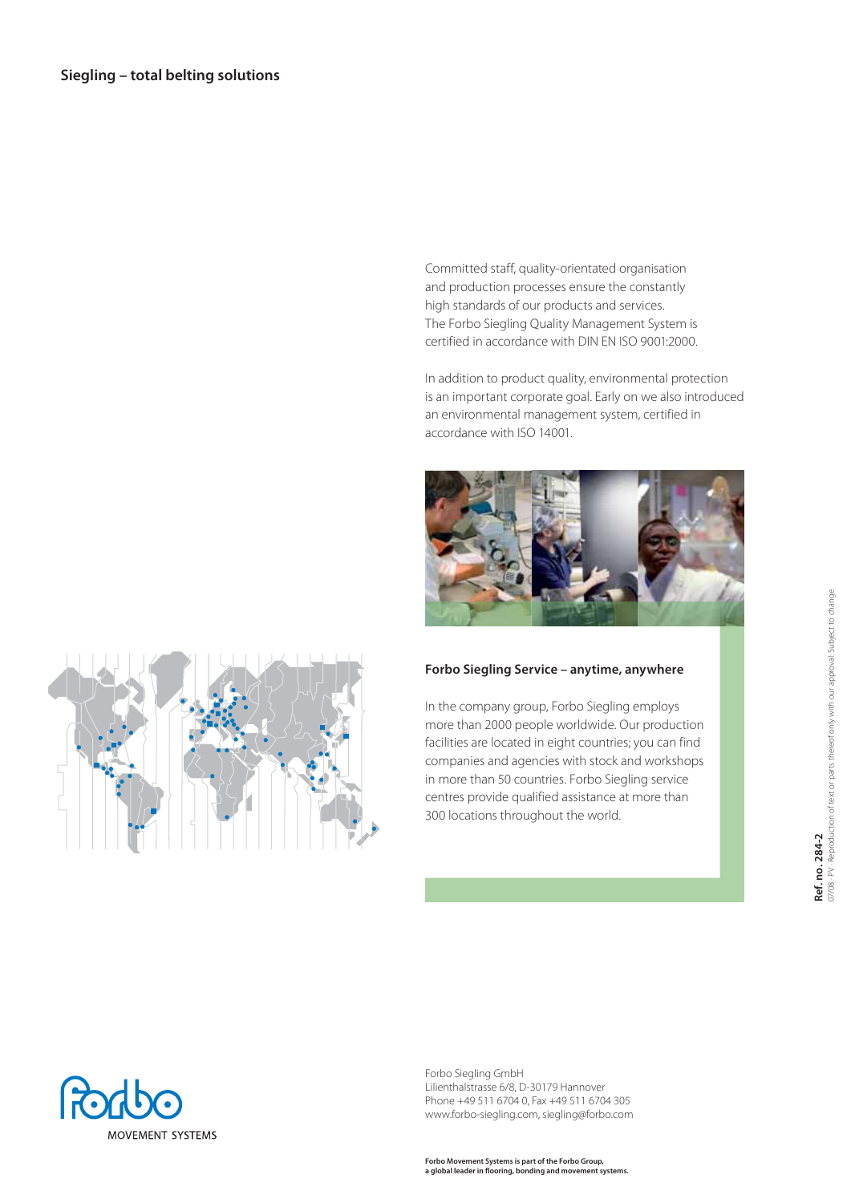## Siegling – total belting solutions

Committed staff, quality-orientated organisation and production processes ensure the constantly high standards of our products and services. The Forbo Siegling Quality Management System is certified in accordance with DIN EN ISO 9001:2000.

In addition to product quality, environmental protection is an important corporate goal. Early on we also introduced an environmental management system, certified in accordance with ISO 14001.

### Forbo Siegling Service – anytime, anywhere

In the company group, Forbo Siegling employs more than 2000 people worldwide. Our production facilities are located in eight countries; you can find companies and agencies with stock and workshops in more than 50 countries. Forbo Siegling service centres provide qualified assistance at more than 300 locations throughout the world.

**Ref. no. 284-2**
07/08 · PV · Reproduction of text or parts thereof only with our approval. Subject to change.

MOVEMENT SYSTEMS

Forbo Siegling GmbH
Lilienthalstrasse 6/8, D-30179 Hannover
Phone +49 511 6704 0, Fax +49 511 6704 305
www.forbo-siegling.com, siegling@forbo.com

**Forbo Movement Systems is part of the Forbo Group, a global leader in flooring, bonding and movement systems.**